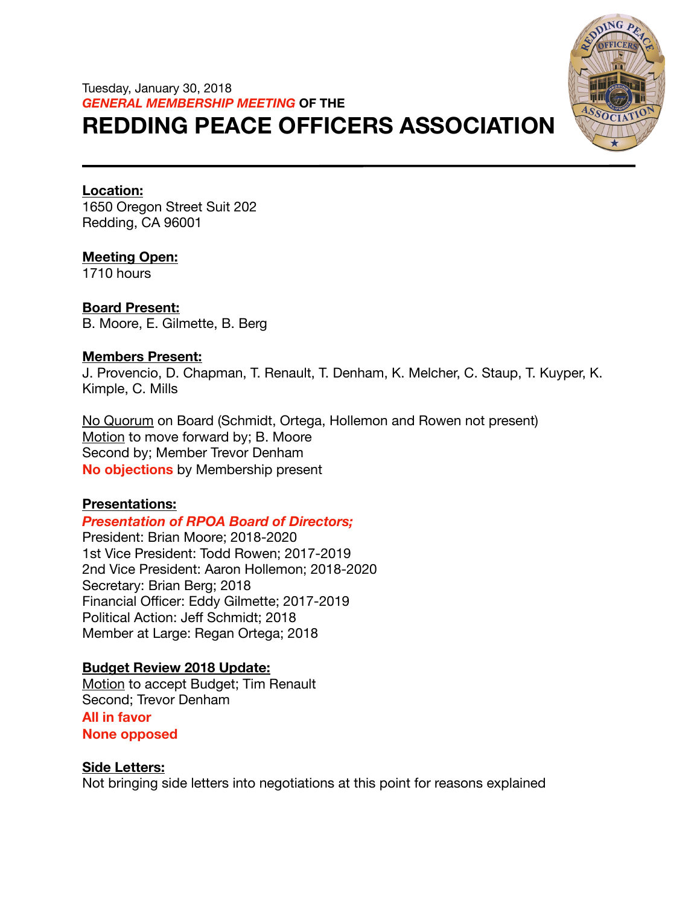Tuesday, January 30, 2018

*GENERAL MEMBERSHIP MEETING* **OF THE**

# REDDING PEACE OFFICERS ASSOCIATION

---

**Location:**
1650 Oregon Street Suit 202
Redding, CA 96001

**Meeting Open:**
1710 hours

**Board Present:**
B. Moore, E. Gilmette, B. Berg

**Members Present:**
J. Provencio, D. Chapman, T. Renault, T. Denham, K. Melcher, C. Staup, T. Kuyper, K. Kimple, C. Mills

No Quorum on Board (Schmidt, Ortega, Hollemon and Rowen not present)
Motion to move forward by; B. Moore
Second by; Member Trevor Denham
**No objections** by Membership present

**Presentations:**

***Presentation of RPOA Board of Directors;***
President: Brian Moore; 2018-2020
1st Vice President: Todd Rowen; 2017-2019
2nd Vice President: Aaron Hollemon; 2018-2020
Secretary: Brian Berg; 2018
Financial Officer: Eddy Gilmette; 2017-2019
Political Action: Jeff Schmidt; 2018
Member at Large: Regan Ortega; 2018

**Budget Review 2018 Update:**
Motion to accept Budget; Tim Renault
Second; Trevor Denham
**All in favor**
**None opposed**

**Side Letters:**
Not bringing side letters into negotiations at this point for reasons explained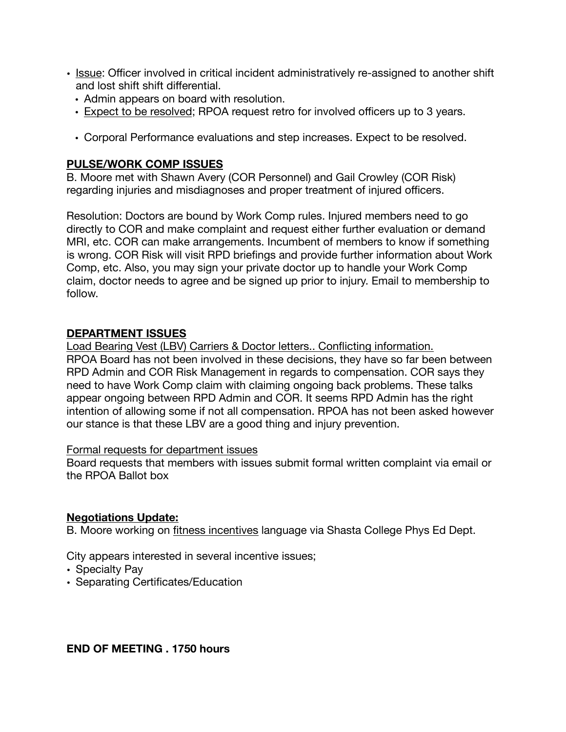- Issue: Officer involved in critical incident administratively re-assigned to another shift and lost shift shift differential.
  - Admin appears on board with resolution.
  - Expect to be resolved; RPOA request retro for involved officers up to 3 years.

  - Corporal Performance evaluations and step increases. Expect to be resolved.

**PULSE/WORK COMP ISSUES**

B. Moore met with Shawn Avery (COR Personnel) and Gail Crowley (COR Risk) regarding injuries and misdiagnoses and proper treatment of injured officers.

Resolution: Doctors are bound by Work Comp rules. Injured members need to go directly to COR and make complaint and request either further evaluation or demand MRI, etc. COR can make arrangements. Incumbent of members to know if something is wrong. COR Risk will visit RPD briefings and provide further information about Work Comp, etc. Also, you may sign your private doctor up to handle your Work Comp claim, doctor needs to agree and be signed up prior to injury. Email to membership to follow.

**DEPARTMENT ISSUES**

Load Bearing Vest (LBV) Carriers & Doctor letters.. Conflicting information.
RPOA Board has not been involved in these decisions, they have so far been between RPD Admin and COR Risk Management in regards to compensation. COR says they need to have Work Comp claim with claiming ongoing back problems. These talks appear ongoing between RPD Admin and COR. It seems RPD Admin has the right intention of allowing some if not all compensation. RPOA has not been asked however our stance is that these LBV are a good thing and injury prevention.

Formal requests for department issues
Board requests that members with issues submit formal written complaint via email or the RPOA Ballot box

**Negotiations Update:**

B. Moore working on fitness incentives language via Shasta College Phys Ed Dept.

City appears interested in several incentive issues;

- Specialty Pay
- Separating Certificates/Education

**END OF MEETING . 1750 hours**